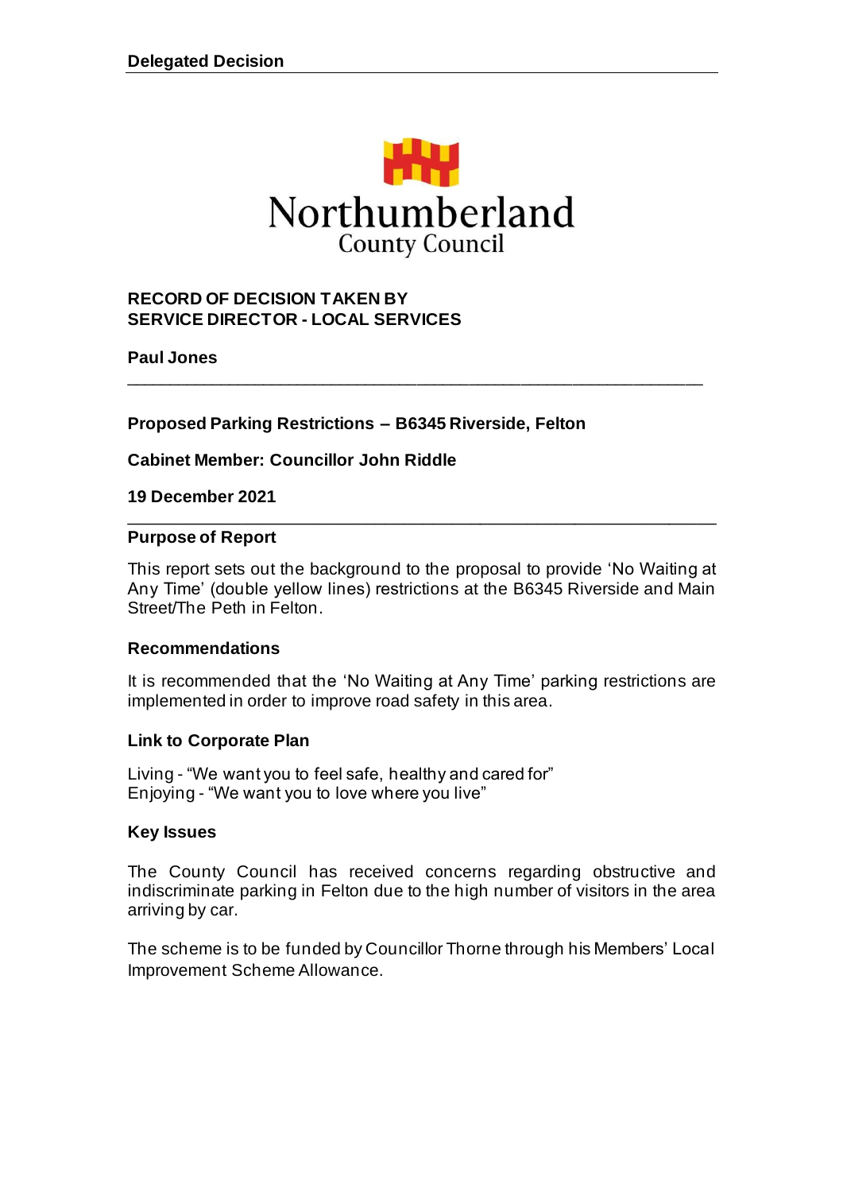**Delegated Decision**

Northumberland
County Council

**RECORD OF DECISION TAKEN BY**
**SERVICE DIRECTOR - LOCAL SERVICES**

**Paul Jones**

---

**Proposed Parking Restrictions – B6345 Riverside, Felton**

**Cabinet Member: Councillor John Riddle**

**19 December 2021**

---

## Purpose of Report

This report sets out the background to the proposal to provide 'No Waiting at Any Time' (double yellow lines) restrictions at the B6345 Riverside and Main Street/The Peth in Felton.

## Recommendations

It is recommended that the 'No Waiting at Any Time' parking restrictions are implemented in order to improve road safety in this area.

## Link to Corporate Plan

Living - "We want you to feel safe, healthy and cared for"
Enjoying - "We want you to love where you live"

## Key Issues

The County Council has received concerns regarding obstructive and indiscriminate parking in Felton due to the high number of visitors in the area arriving by car.

The scheme is to be funded by Councillor Thorne through his Members' Local Improvement Scheme Allowance.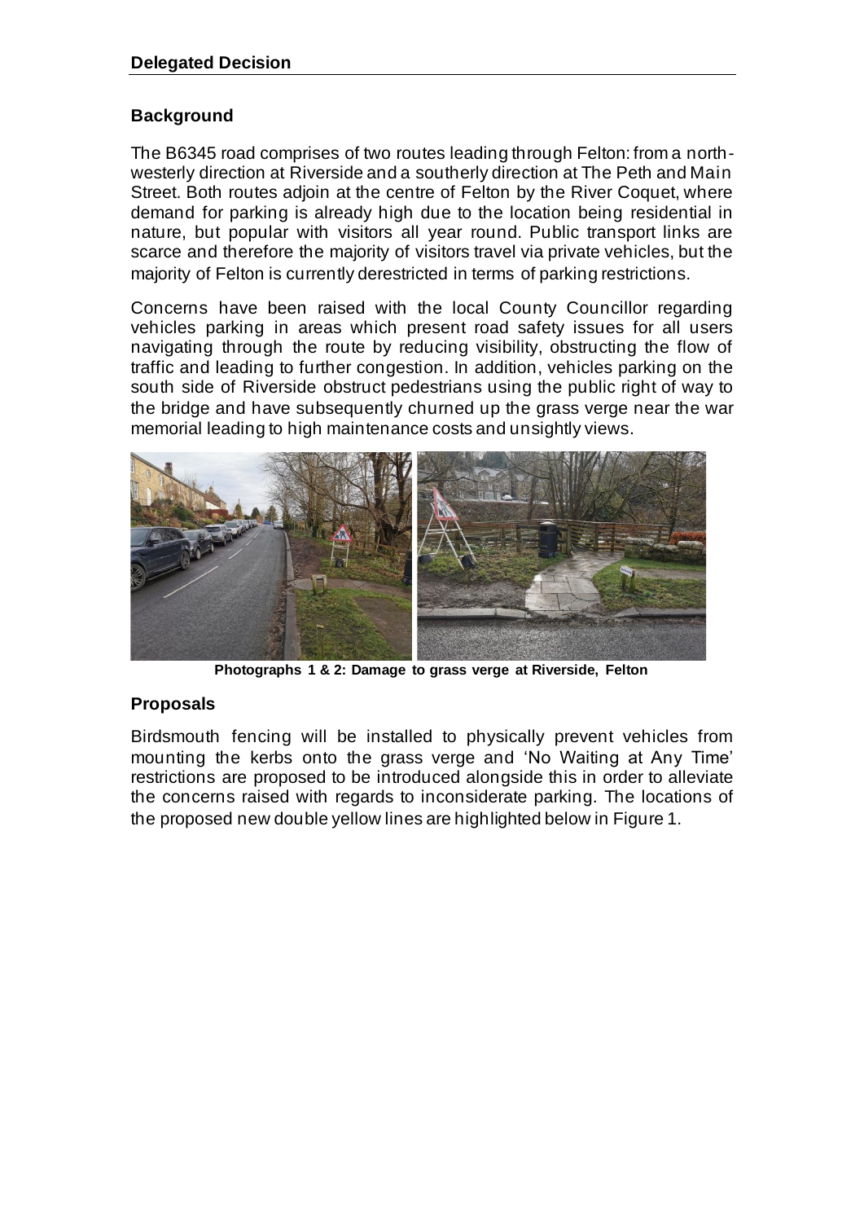**Delegated Decision**

## Background

The B6345 road comprises of two routes leading through Felton: from a north-westerly direction at Riverside and a southerly direction at The Peth and Main Street. Both routes adjoin at the centre of Felton by the River Coquet, where demand for parking is already high due to the location being residential in nature, but popular with visitors all year round. Public transport links are scarce and therefore the majority of visitors travel via private vehicles, but the majority of Felton is currently derestricted in terms of parking restrictions.

Concerns have been raised with the local County Councillor regarding vehicles parking in areas which present road safety issues for all users navigating through the route by reducing visibility, obstructing the flow of traffic and leading to further congestion. In addition, vehicles parking on the south side of Riverside obstruct pedestrians using the public right of way to the bridge and have subsequently churned up the grass verge near the war memorial leading to high maintenance costs and unsightly views.

**Photographs 1 & 2: Damage to grass verge at Riverside, Felton**

## Proposals

Birdsmouth fencing will be installed to physically prevent vehicles from mounting the kerbs onto the grass verge and 'No Waiting at Any Time' restrictions are proposed to be introduced alongside this in order to alleviate the concerns raised with regards to inconsiderate parking. The locations of the proposed new double yellow lines are highlighted below in Figure 1.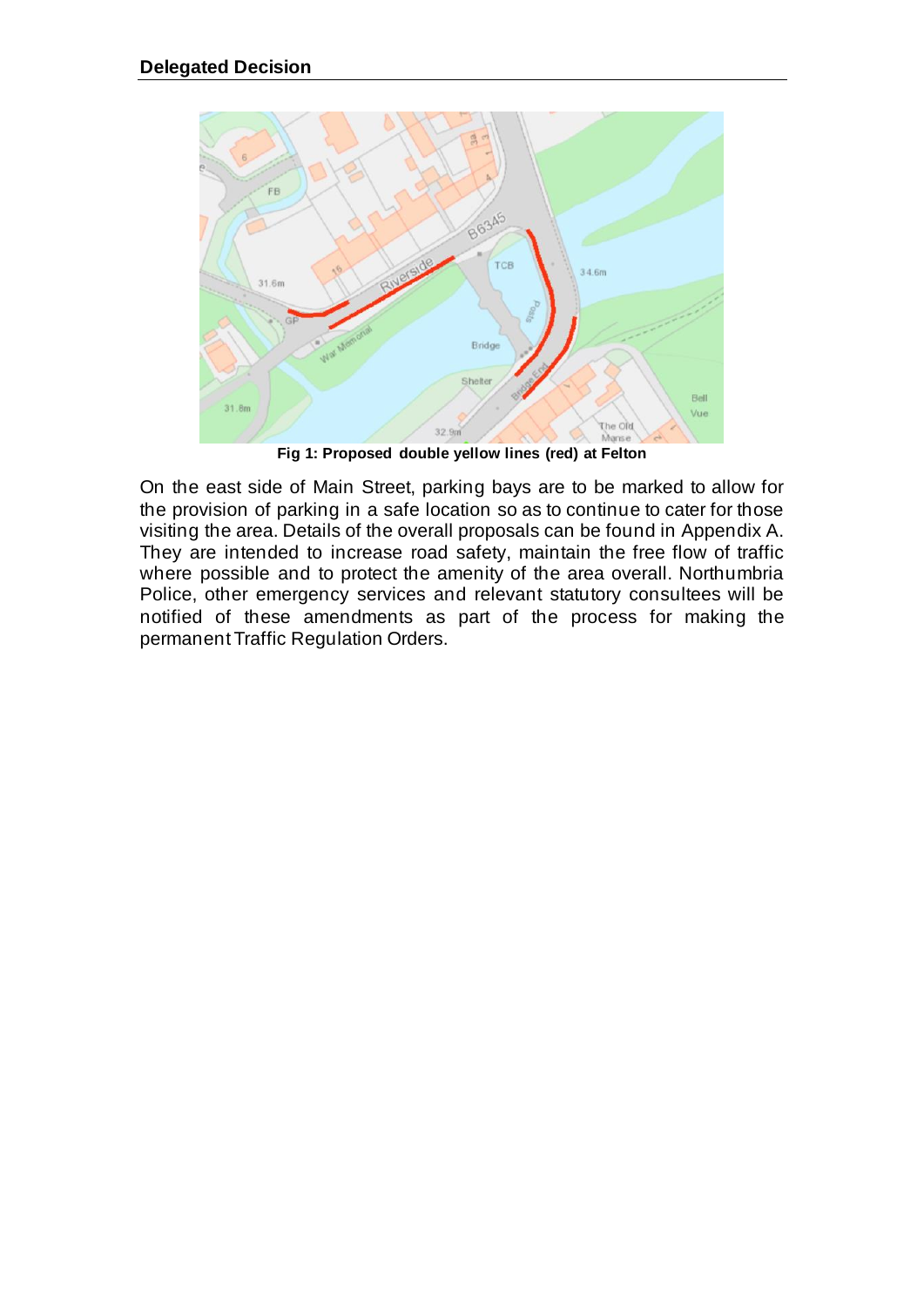**Fig 1: Proposed double yellow lines (red) at Felton**

On the east side of Main Street, parking bays are to be marked to allow for the provision of parking in a safe location so as to continue to cater for those visiting the area. Details of the overall proposals can be found in Appendix A. They are intended to increase road safety, maintain the free flow of traffic where possible and to protect the amenity of the area overall. Northumbria Police, other emergency services and relevant statutory consultees will be notified of these amendments as part of the process for making the permanent Traffic Regulation Orders.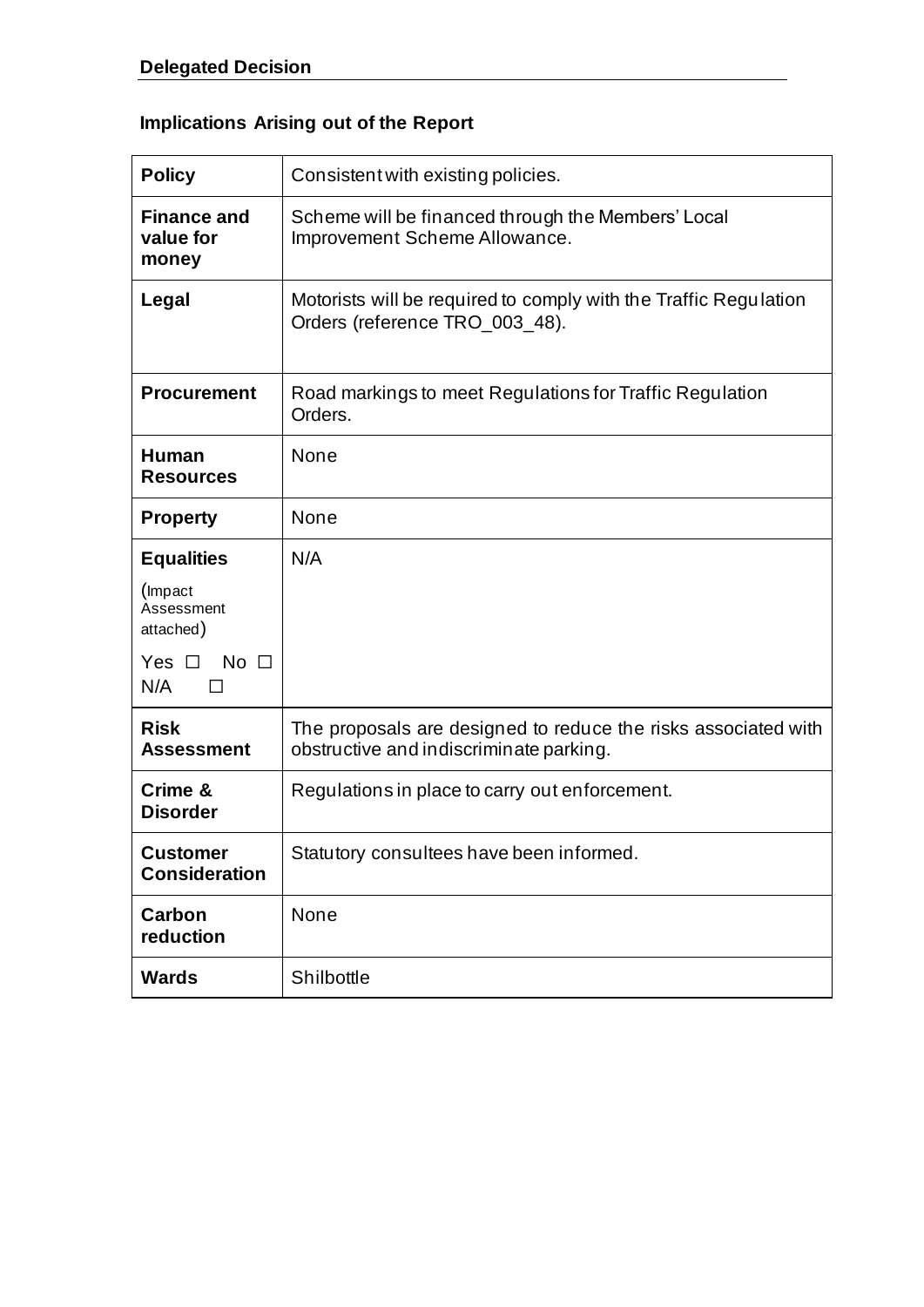**Delegated Decision**

### Implications Arising out of the Report

| | |
|---|---|
| **Policy** | Consistent with existing policies. |
| **Finance and value for money** | Scheme will be financed through the Members' Local Improvement Scheme Allowance. |
| **Legal** | Motorists will be required to comply with the Traffic Regulation Orders (reference TRO_003_48). |
| **Procurement** | Road markings to meet Regulations for Traffic Regulation Orders. |
| **Human Resources** | None |
| **Property** | None |
| **Equalities** (Impact Assessment attached) Yes ☐ No ☐ N/A ☐ | N/A |
| **Risk Assessment** | The proposals are designed to reduce the risks associated with obstructive and indiscriminate parking. |
| **Crime & Disorder** | Regulations in place to carry out enforcement. |
| **Customer Consideration** | Statutory consultees have been informed. |
| **Carbon reduction** | None |
| **Wards** | Shilbottle |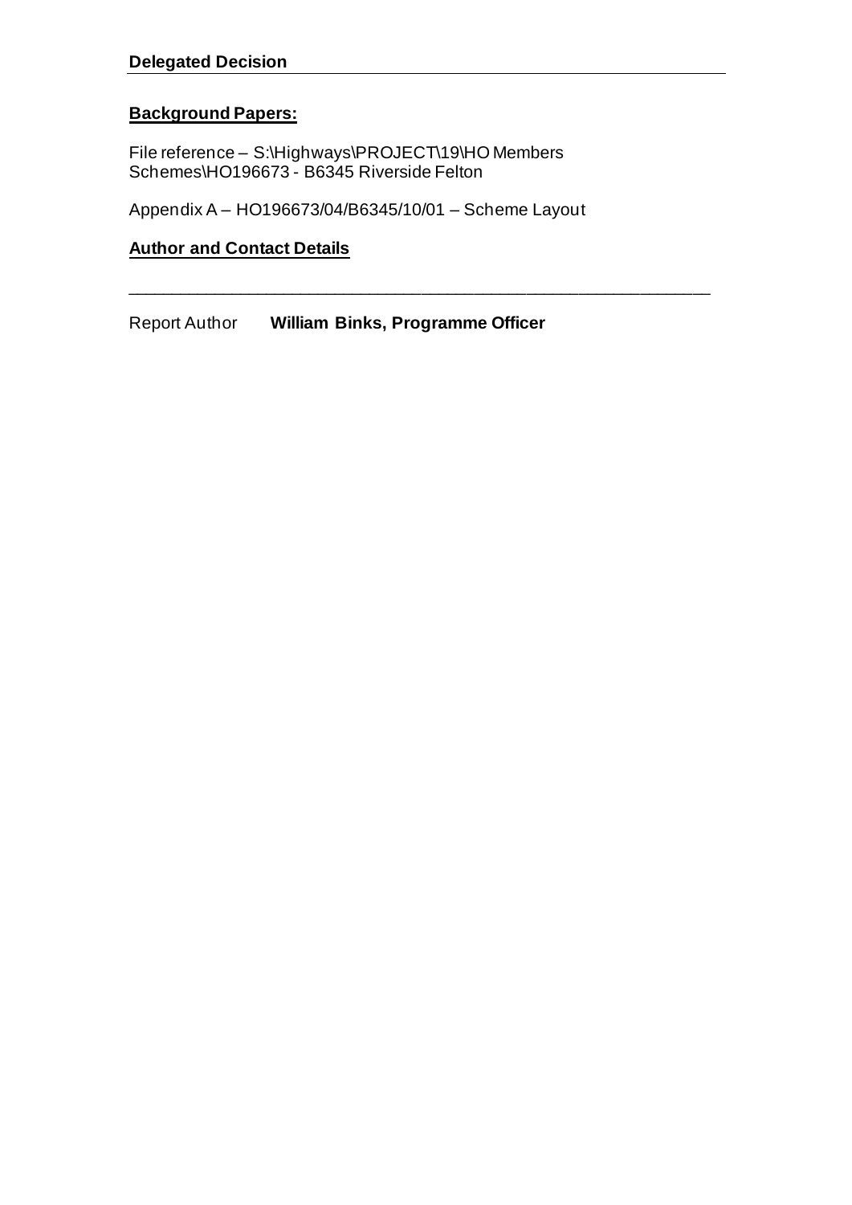**Delegated Decision**

**Background Papers:**

File reference – S:\Highways\PROJECT\19\HO Members Schemes\HO196673 - B6345 Riverside Felton

Appendix A – HO196673/04/B6345/10/01 – Scheme Layout

**Author and Contact Details**

---

Report Author **William Binks, Programme Officer**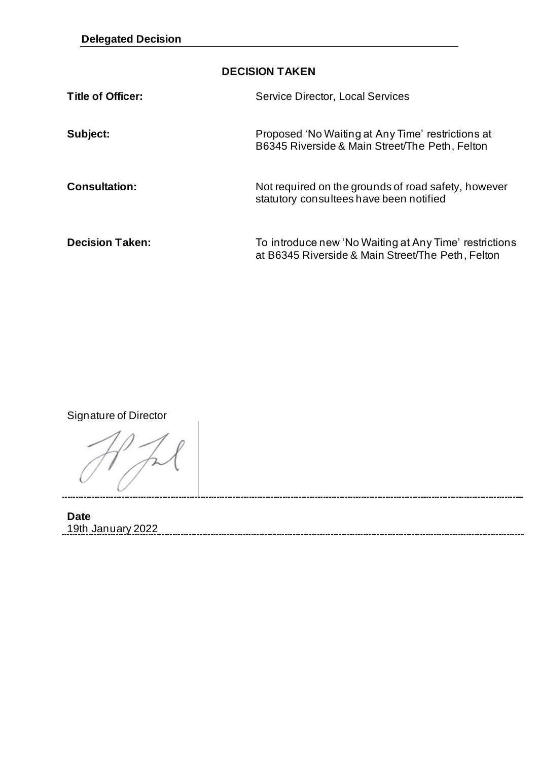**Delegated Decision**

## DECISION TAKEN

| | |
|---|---|
| **Title of Officer:** | Service Director, Local Services |
| **Subject:** | Proposed 'No Waiting at Any Time' restrictions at B6345 Riverside & Main Street/The Peth, Felton |
| **Consultation:** | Not required on the grounds of road safety, however statutory consultees have been notified |
| **Decision Taken:** | To introduce new 'No Waiting at Any Time' restrictions at B6345 Riverside & Main Street/The Peth, Felton |

Signature of Director

**Date**
19th January 2022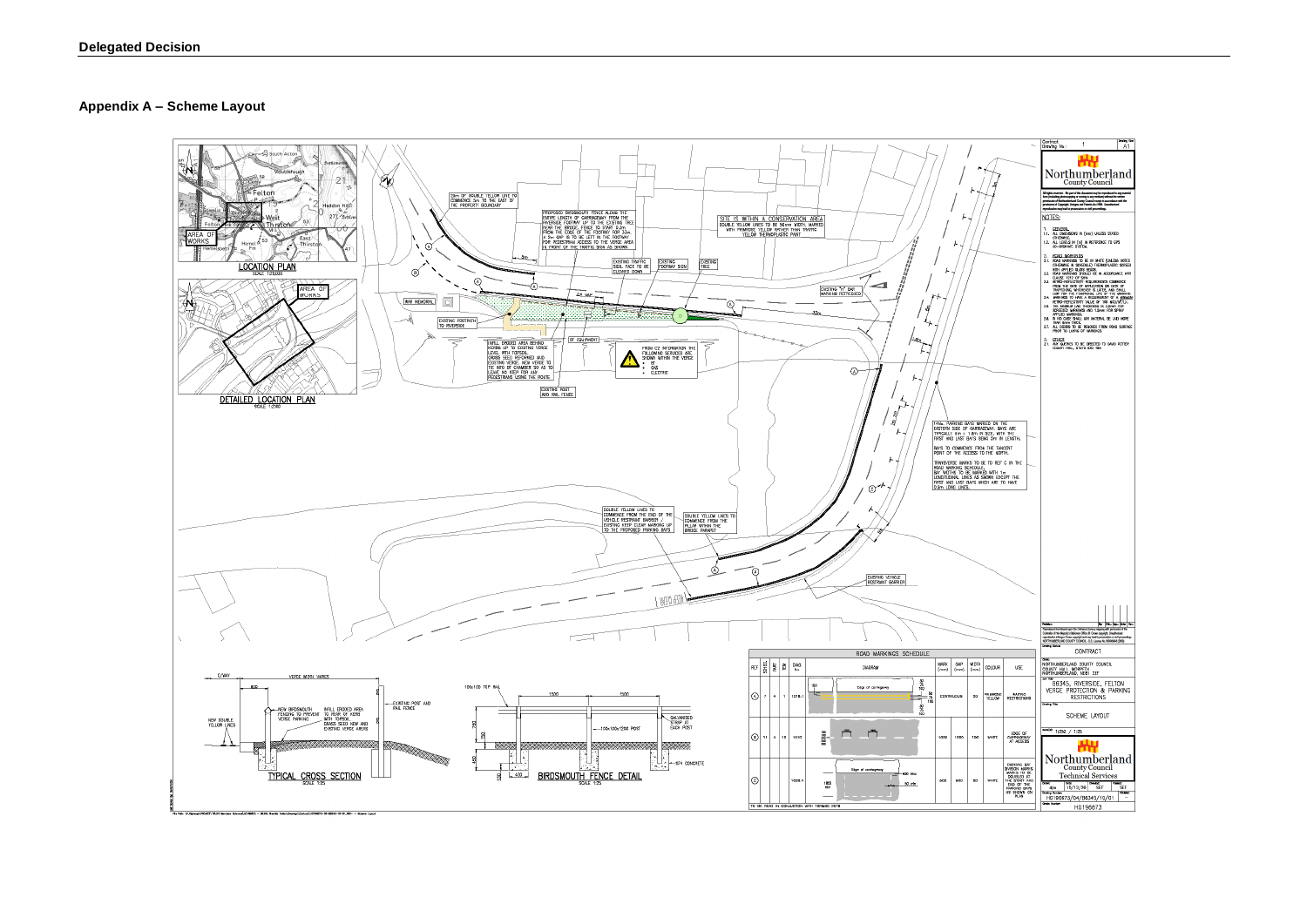# Delegated Decision

## Appendix A – Scheme Layout

LOCATION PLAN
SCALE 1:25,000

DETAILED LOCATION PLAN
SCALE 1:2500

AREA OF WORKS

23m OF DOUBLE YELLOW LINE TO COMMENCE 5m TO THE EAST OF THE PROPERTY BOUNDARY

PROPOSED BIRDSMOUTH FENCE ALONG THE ENTIRE LENGTH OF CARRIAGEWAY FROM THE RIVERSIDE FOOTWAY UP TO THE EXISTING TREE NEAR THE BRIDGE. FENCE TO START 0.3m FROM THE EDGE OF THE FOOTWAY TOP 1.0m. A 2m GAP IS TO BE LEFT IN THE FOOTWAY FOR PEDESTRIAN ACCESS TO THE VERGE AREA IN FRONT OF THE TRAFFIC SIGN AS SHOWN

SITE IS WITHIN A CONSERVATION AREA
DOUBLE YELLOW LINES TO BE 50mm WIDTH, MARKED WITH PRIMROSE YELLOW RATHER THAN TRAFFIC YELLOW THERMOPLASTIC PAINT

EXISTING TRAFFIC SIGN, FACE TO BE CLEANED DOWN

EXISTING FOOTWAY SIGN

EXISTING TREE

EXISTING "H" BAR MARKINGS RETAINED

WAR MEMORIAL

EXISTING FOOTPATH TO RIVERSIDE

INFILL ERODED AREA BEHIND KERBS UP TO EXISTING VERGE LEVEL WITH TOPSOIL. GRASS SEED REFORMED AND EXISTING VERGE. NEW VERGE TO TIE INTO BT CHAMBER SO AS TO LEAVE NO KERB FOR ANY PEDESTRIANS USING THE ROUTE

BT EQUIPMENT

FROM C2 INFORMATION THE FOLLOWING SERVICES ARE SHOWN WITHIN THE VERGE
- BT
- GAS
- ELECTRIC

EXISTING POST AND RAIL FENCE

14No. PARKING BAYS MARKED ON THE EASTERN SIDE OF CARRIAGEWAY. BAYS ARE TYPICALLY 6m x 1.8m IN SIZE, WITH THE FIRST AND LAST BAYS BEING 5m IN LENGTH.

BAYS TO COMMENCE FROM THE TANGENT POINT OF THE ACCESS TO THE NORTH.

TRANSVERSE MARKS TO BE TO REF C IN THE ROAD MARKING SCHEDULE. BAY WIDTHS TO BE MARKED WITH 1m LONGITUDINAL LINES AS SHOWN EXCEPT THE FIRST AND LAST BAYS WHICH ARE TO HAVE 0.5m LONG LINES.

DOUBLE YELLOW LINES TO COMMENCE FROM THE END OF THE VEHICLE RESTRAINT BARRIER / EXISTING KEEP CLEAR MARKING UP TO THE PROPOSED PARKING BAYS

DOUBLE YELLOW LINES TO COMMENCE FROM THE PILLAR WITHIN THE BRIDGE PARAPET

EXISTING VEHICLE RESTRAINT BARRIER

TYPICAL CROSS SECTION
SCALE 1:25

C/WAY — VERGE WIDTH VARIES — NEW BIRDSMOUTH FENCING TO PREVENT VERGE PARKING — INFILL ERODED AREA TO REAR OF KERB WITH TOPSOIL. GRASS SEED NEW AND EXISTING VERGE AREAS — EXISTING POST AND RAIL FENCE — NEW DOUBLE YELLOW LINES

BIRDSMOUTH FENCE DETAIL
SCALE 1:25

100x100 TOP RAIL — 1500 — 1500 — 100x100x1200 POST — GALVANISED STRIP AT EACH POST — ST4 CONCRETE

ROAD MARKINGS SCHEDULE

| REF | SCHED. | PART | TSRGD | DIAG. No. | DIAGRAM | MARK (mm) | GAP (mm) | WIDTH (mm) | COLOUR | USE |
|---|---|---|---|---|---|---|---|---|---|---|
| A | 7 | 4 | 1 | 1018.1 | Edge of carriageway | CONTINUOUS | | 50 | PRIMROSE YELLOW | WAITING RESTRICTIONS |
| B | 11 | 4 | 15 | 1010 | | 1000 | 1000 | 150 | WHITE | EDGE OF CARRIAGEWAY AT ACCESS |
| C | | | | 1028.4 | Edge of carriageway | 600 | 600 | 50 | WHITE | PARKING BAY DIVISION MARKS MARKED TO BE DOUBLED AT THE START AND END OF THE PARKING BAYS AS SHOWN ON PLAN |

TO BE READ IN CONJUNCTION WITH TSRGD 2016

Contract Drawing No.: 1
Drawing Size: A1

Northumberland County Council

NOTES:

1. GENERAL
1.1. ALL DIMENSIONS IN (mm) UNLESS STATED OTHERWISE.
1.2. ALL LEVELS IN (m) IN REFERENCE TO GPS CO-ORDINATE SYSTEM.

2. ROAD MARKINGS
2.1. ROAD MARKINGS TO BE IN WHITE (UNLESS NOTED OTHERWISE IN SCHEDULE) THERMOPLASTIC SCREED WITH APPLIED GLASS BEADS.
2.2. ROAD MARKINGS SHOULD BE IN ACCORDANCE WITH CLAUSE 1212 OF SHW.
2.3. RETRO-REFLECTIVITY REQUIREMENTS COMMENCE FROM THE DATE OF APPLICATION OR DATE OF TRAFFICKING, WHICHEVER IS LATER, AND SHALL LAST FOR THE FUNCTIONAL LIFE OF THE MARKING.
2.4. MARKINGS TO HAVE A REQUIREMENT OF A MINIMUM RETRO-REFLECTIVITY VALUE OF 150 MCD/M²/LX.
2.5. THE MINIMUM LINE THICKNESS IS 3.0mm FOR SCREEDED MARKINGS AND 1.5mm FOR SPRAY APPLIED MARKINGS.
2.6. IN NO CASE SHALL ANY MATERIAL BE LAID MORE THAN 6mm THICK.
2.7. ALL ITEMS TO BE REMOVED FROM ROAD SURFACE PRIOR TO LAYING OF MARKINGS.

3. OTHER
3.1. ANY QUERIES TO BE DIRECTED TO DAVID POTTER COUNTY HALL, STAKEFORD

Drawing Status: CONTRACT

Client: NORTHUMBERLAND COUNTY COUNCIL, COUNTY HALL, MORPETH, NORTHUMBERLAND, NE61 2EF

Job Title: B6345, RIVERSIDE, FELTON VERGE PROTECTION & PARKING RESTRICTIONS

Drawing Title: SCHEME LAYOUT

Scale(s): 1:250 / 1:25

Northumberland County Council Technical Services

Date: 15/12/16

Drawing Number: H0196673/04/B6345/10/01

H0196673